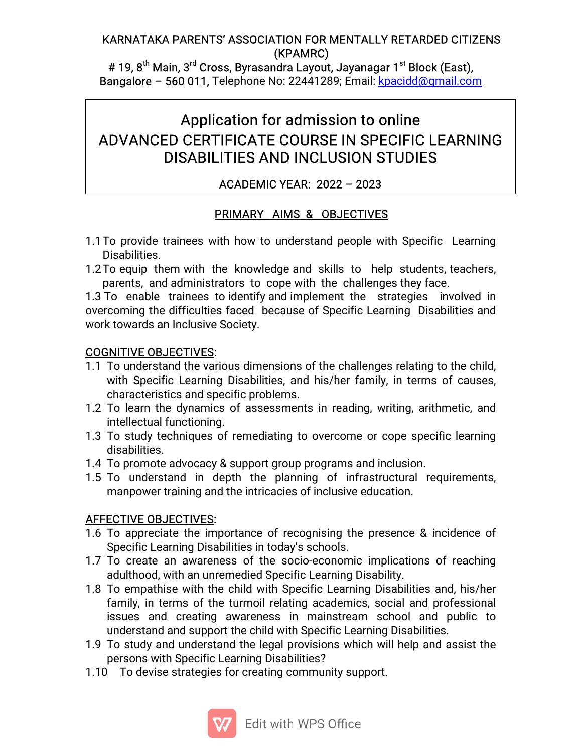KARNATAKA PARENTS' ASSOCIATION FOR MENTALLY RETARDED CITIZENS (KPAMRC)

# 19, 8th Main, 3rd Cross, Byrasandra Layout, Jayanagar 1st Block (East), Bangalore – 560 011, Telephone No: 22441289; Email: kpacidd@gmail.com

# Application for admission to online ADVANCED CERTIFICATE COURSE IN SPECIFIC LEARNING DISABILITIES AND INCLUSION STUDIES

ACADEMIC YEAR: 2022 – 2023

## PRIMARY AIMS & OBJECTIVES

1.1 To provide trainees with how to understand people with Specific Learning Disabilities.

1.2 To equip them with the knowledge and skills to help students, teachers, parents, and administrators to cope with the challenges they face.

1.3 To enable trainees to identify and implement the strategies involved in overcoming the difficulties faced because of Specific Learning Disabilities and work towards an Inclusive Society.

### COGNITIVE OBJECTIVES:

1.1 To understand the various dimensions of the challenges relating to the child, with Specific Learning Disabilities, and his/her family, in terms of causes, characteristics and specific problems.

1.2 To learn the dynamics of assessments in reading, writing, arithmetic, and intellectual functioning.

1.3 To study techniques of remediating to overcome or cope specific learning disabilities.

1.4 To promote advocacy & support group programs and inclusion.

1.5 To understand in depth the planning of infrastructural requirements, manpower training and the intricacies of inclusive education.

### AFFECTIVE OBJECTIVES:

1.6 To appreciate the importance of recognising the presence & incidence of Specific Learning Disabilities in today's schools.

1.7 To create an awareness of the socio-economic implications of reaching adulthood, with an unremedied Specific Learning Disability.

1.8 To empathise with the child with Specific Learning Disabilities and, his/her family, in terms of the turmoil relating academics, social and professional issues and creating awareness in mainstream school and public to understand and support the child with Specific Learning Disabilities.

1.9 To study and understand the legal provisions which will help and assist the persons with Specific Learning Disabilities?

1.10 To devise strategies for creating community support.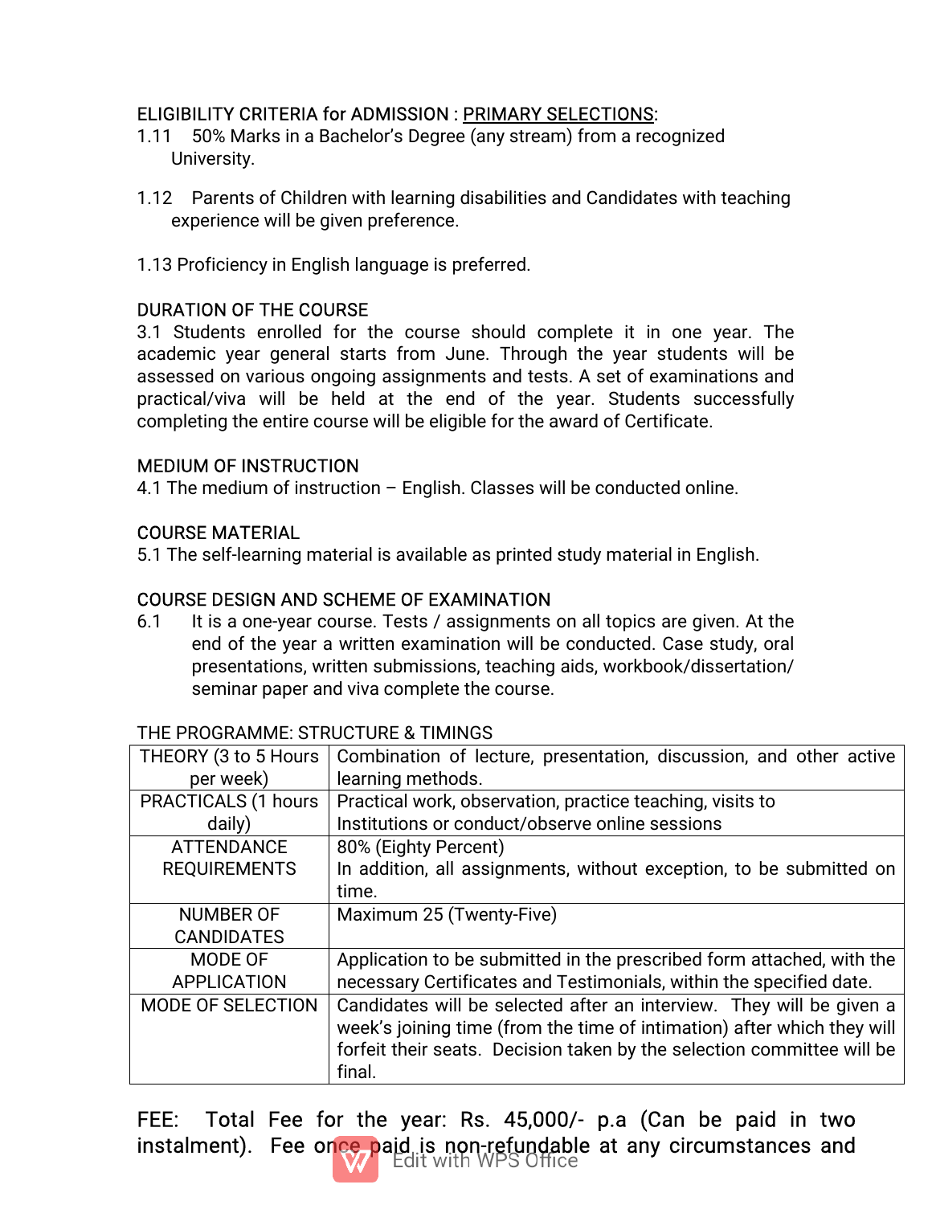ELIGIBILITY CRITERIA for ADMISSION : <u>PRIMARY SELECTIONS</u>:

1.11 50% Marks in a Bachelor's Degree (any stream) from a recognized University.

1.12 Parents of Children with learning disabilities and Candidates with teaching experience will be given preference.

1.13 Proficiency in English language is preferred.

DURATION OF THE COURSE

3.1 Students enrolled for the course should complete it in one year. The academic year general starts from June. Through the year students will be assessed on various ongoing assignments and tests. A set of examinations and practical/viva will be held at the end of the year. Students successfully completing the entire course will be eligible for the award of Certificate.

MEDIUM OF INSTRUCTION

4.1 The medium of instruction – English. Classes will be conducted online.

COURSE MATERIAL

5.1 The self-learning material is available as printed study material in English.

COURSE DESIGN AND SCHEME OF EXAMINATION

6.1 It is a one-year course. Tests / assignments on all topics are given. At the end of the year a written examination will be conducted. Case study, oral presentations, written submissions, teaching aids, workbook/dissertation/ seminar paper and viva complete the course.

THE PROGRAMME: STRUCTURE & TIMINGS

| | |
|---|---|
| THEORY (3 to 5 Hours per week) | Combination of lecture, presentation, discussion, and other active learning methods. |
| PRACTICALS (1 hours daily) | Practical work, observation, practice teaching, visits to Institutions or conduct/observe online sessions |
| ATTENDANCE REQUIREMENTS | 80% (Eighty Percent) In addition, all assignments, without exception, to be submitted on time. |
| NUMBER OF CANDIDATES | Maximum 25 (Twenty-Five) |
| MODE OF APPLICATION | Application to be submitted in the prescribed form attached, with the necessary Certificates and Testimonials, within the specified date. |
| MODE OF SELECTION | Candidates will be selected after an interview. They will be given a week's joining time (from the time of intimation) after which they will forfeit their seats. Decision taken by the selection committee will be final. |

FEE: Total Fee for the year: Rs. 45,000/- p.a (Can be paid in two instalment). Fee once paid is non-refundable at any circumstances and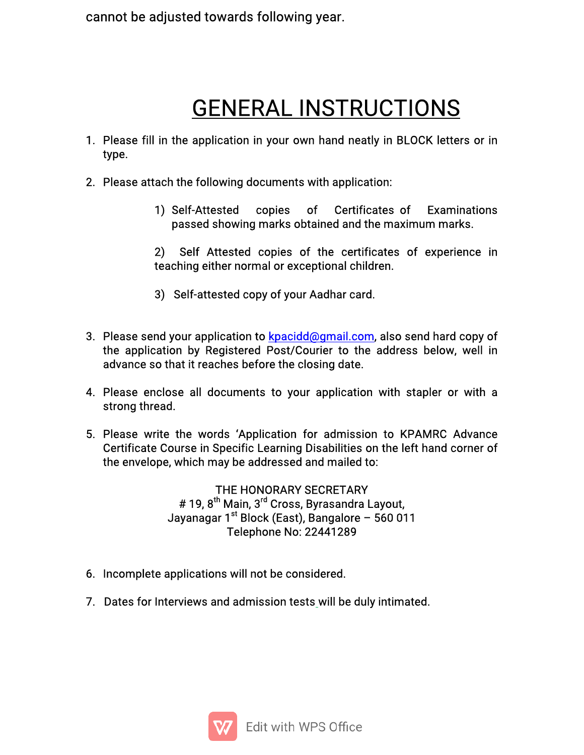cannot be adjusted towards following year.

# GENERAL INSTRUCTIONS

1. Please fill in the application in your own hand neatly in BLOCK letters or in type.

2. Please attach the following documents with application:

   1) Self-Attested copies of Certificates of Examinations passed showing marks obtained and the maximum marks.

   2) Self Attested copies of the certificates of experience in teaching either normal or exceptional children.

   3) Self-attested copy of your Aadhar card.

3. Please send your application to kpacidd@gmail.com, also send hard copy of the application by Registered Post/Courier to the address below, well in advance so that it reaches before the closing date.

4. Please enclose all documents to your application with stapler or with a strong thread.

5. Please write the words 'Application for admission to KPAMRC Advance Certificate Course in Specific Learning Disabilities on the left hand corner of the envelope, which may be addressed and mailed to:

   THE HONORARY SECRETARY  
   # 19, 8th Main, 3rd Cross, Byrasandra Layout,  
   Jayanagar 1st Block (East), Bangalore – 560 011  
   Telephone No: 22441289

6. Incomplete applications will not be considered.

7. Dates for Interviews and admission tests will be duly intimated.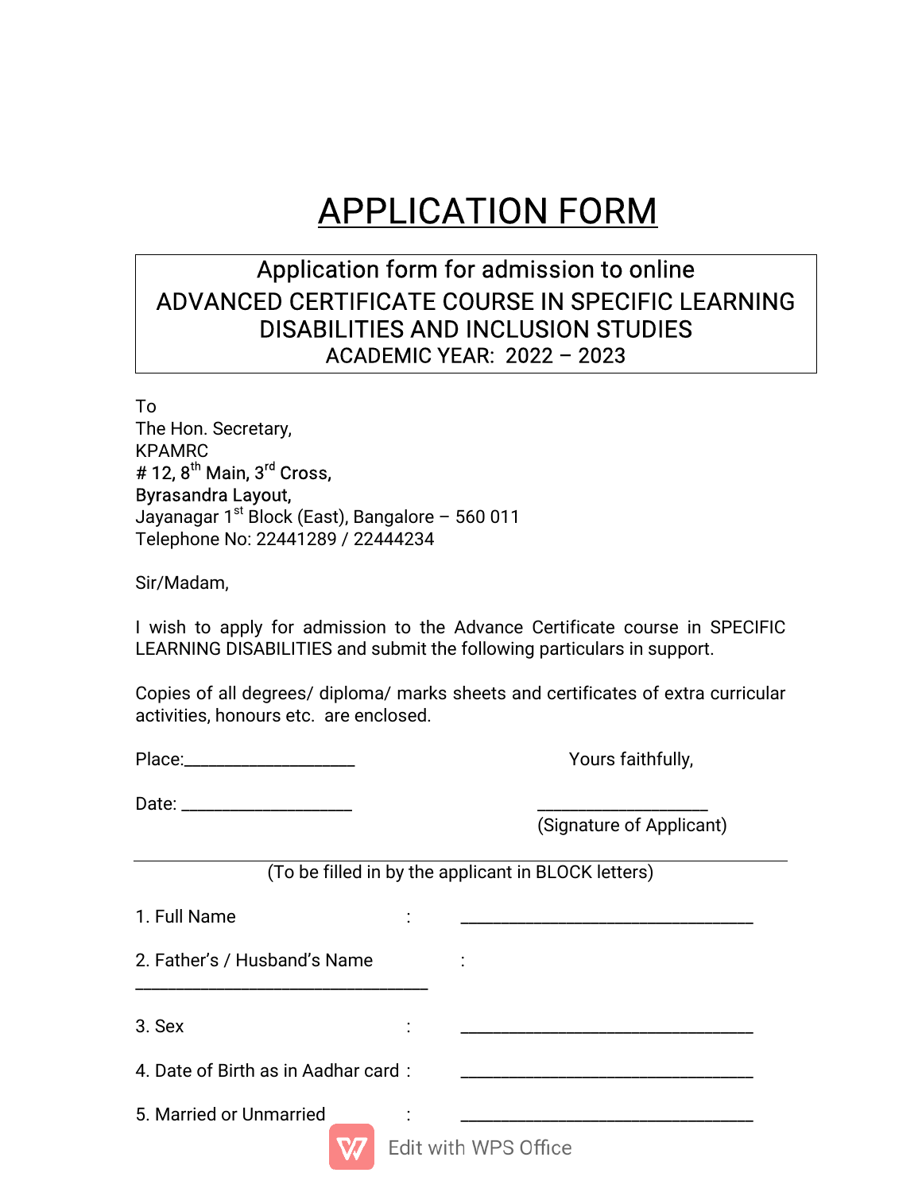# APPLICATION FORM

Application form for admission to online
ADVANCED CERTIFICATE COURSE IN SPECIFIC LEARNING DISABILITIES AND INCLUSION STUDIES
ACADEMIC YEAR: 2022 – 2023

To
The Hon. Secretary,
KPAMRC
# 12, 8th Main, 3rd Cross,
Byrasandra Layout,
Jayanagar 1st Block (East), Bangalore – 560 011
Telephone No: 22441289 / 22444234

Sir/Madam,

I wish to apply for admission to the Advance Certificate course in SPECIFIC LEARNING DISABILITIES and submit the following particulars in support.

Copies of all degrees/ diploma/ marks sheets and certificates of extra curricular activities, honours etc. are enclosed.

Place:___________________

Date: ___________________

Yours faithfully,

___________________
(Signature of Applicant)

---

(To be filled in by the applicant in BLOCK letters)

1. Full Name : _________________________________

2. Father's / Husband's Name : _________________________________

3. Sex : _________________________________

4. Date of Birth as in Aadhar card : _________________________________

5. Married or Unmarried : _________________________________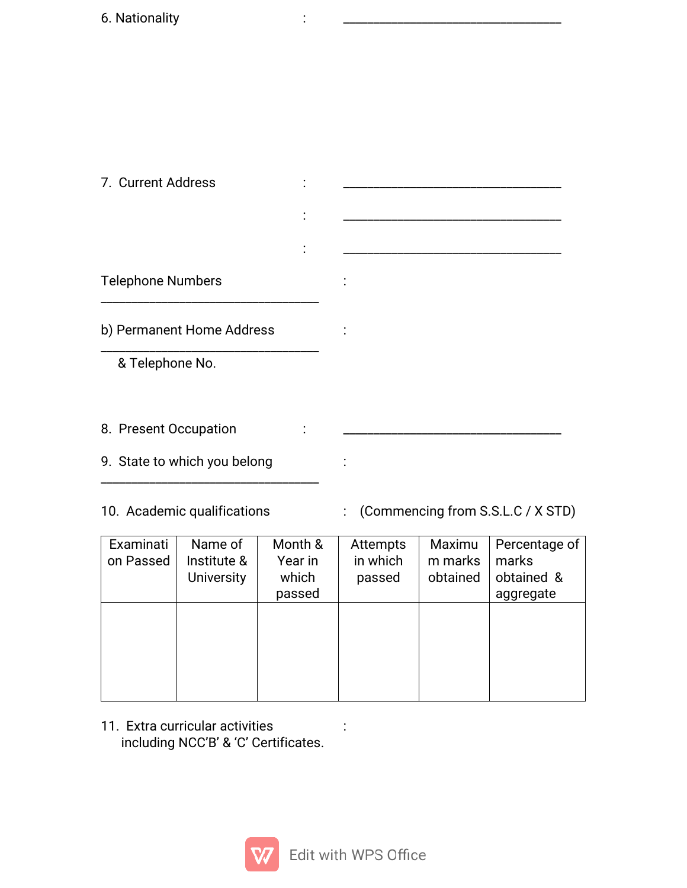6. Nationality : ________________________________

7. Current Address : ________________________________

: ________________________________

: ________________________________

Telephone Numbers :
________________________________

b) Permanent Home Address :
________________________________
& Telephone No.

8. Present Occupation : ________________________________

9. State to which you belong :
________________________________

10. Academic qualifications : (Commencing from S.S.L.C / X STD)

| Examination Passed | Name of Institute & University | Month & Year in which passed | Attempts in which passed | Maximum marks obtained | Percentage of marks obtained & aggregate |
|---|---|---|---|---|---|
| | | | | | |

11. Extra curricular activities including NCC'B' & 'C' Certificates. :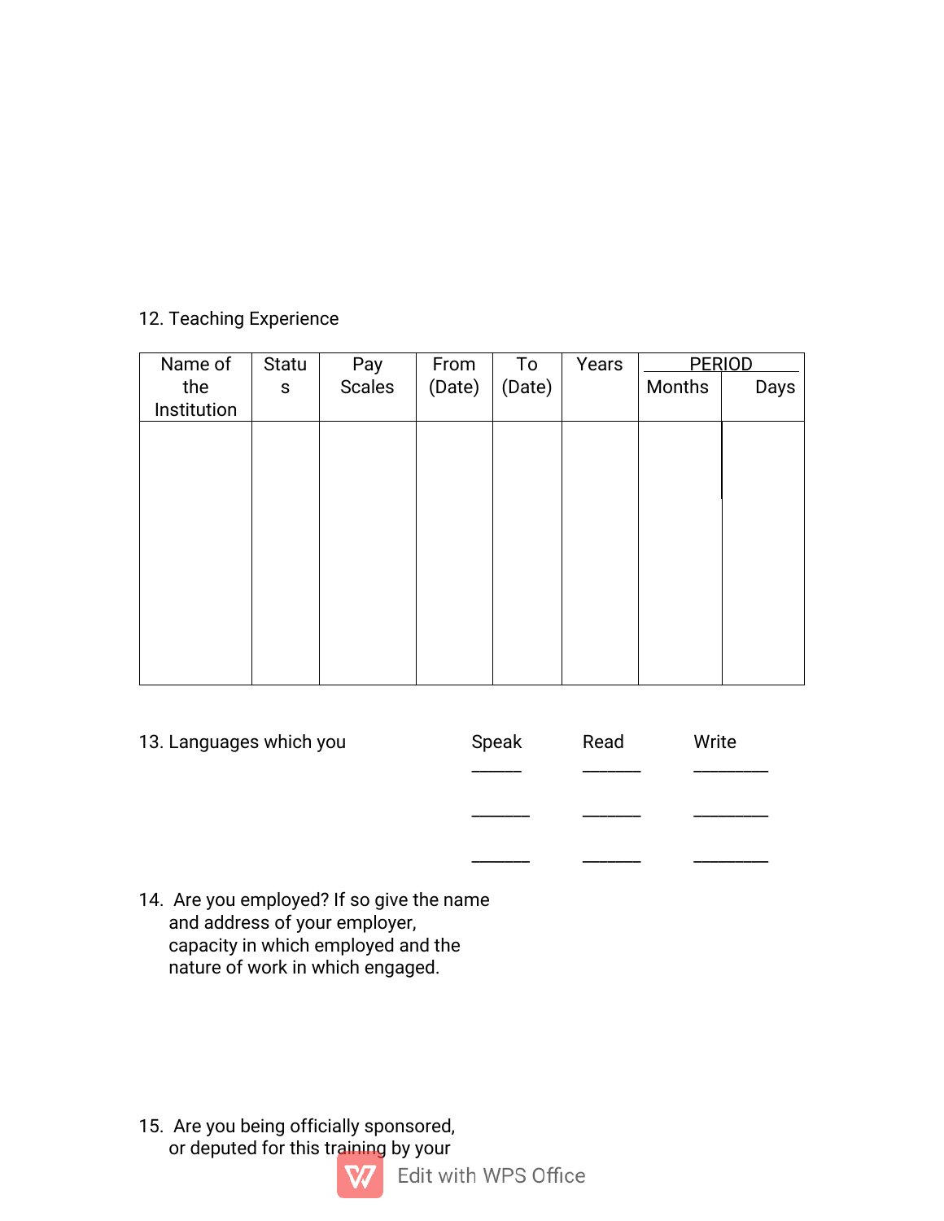12. Teaching Experience

| Name of the Institution | Status | Pay Scales | From (Date) | To (Date) | Years | PERIOD | |
|---|---|---|---|---|---|---|---|
| | | | | | | Months | Days |
| | | | | | | | |

13. Languages which you

| Speak | Read | Write |
|---|---|---|
| ______ | _______ | _________ |
| _______ | _______ | _________ |
| _______ | _______ | _________ |

14. Are you employed? If so give the name and address of your employer, capacity in which employed and the nature of work in which engaged.

15. Are you being officially sponsored, or deputed for this training by your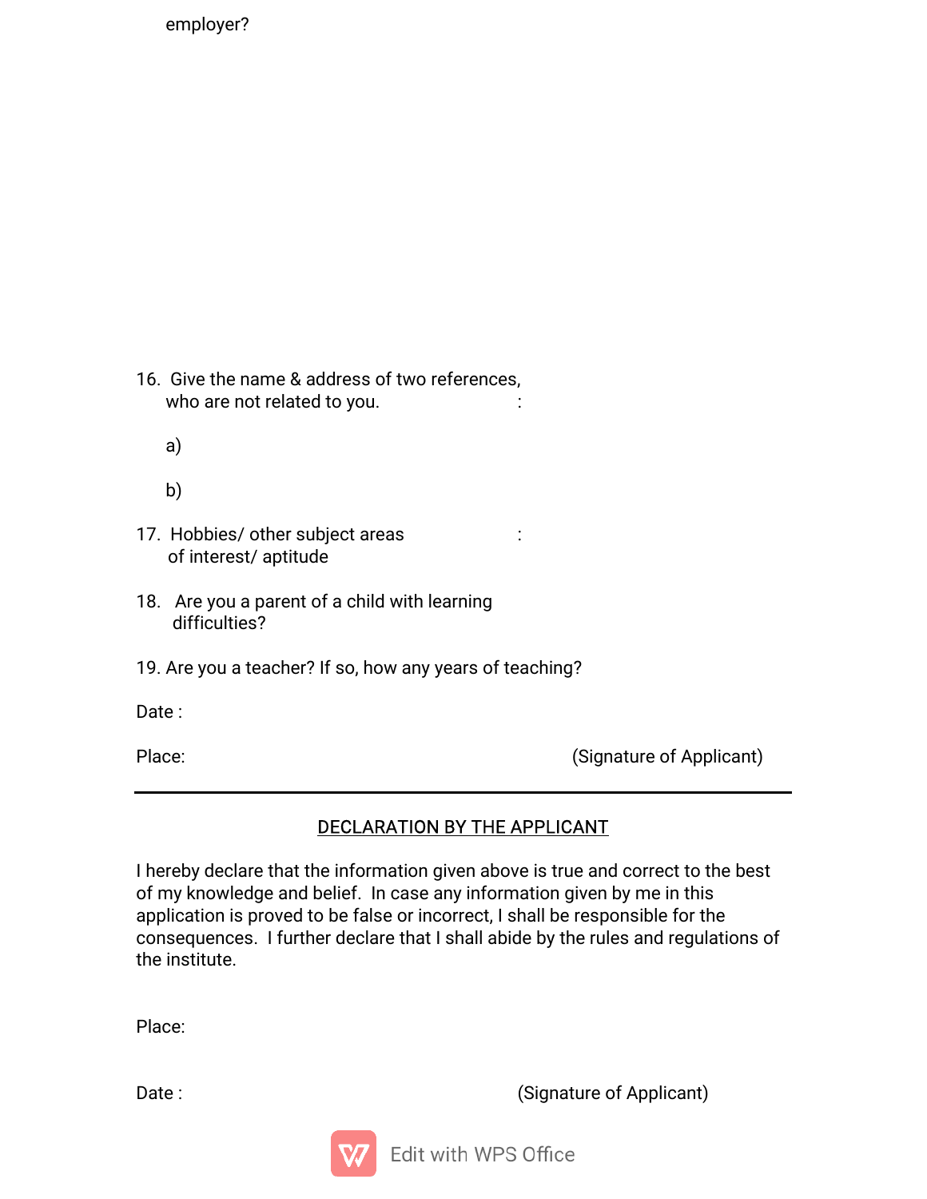employer?

16. Give the name & address of two references, who are not related to you. :

    a)

    b)

17. Hobbies/ other subject areas of interest/ aptitude :

18. Are you a parent of a child with learning difficulties?

19. Are you a teacher? If so, how any years of teaching?

Date :

Place: (Signature of Applicant)

---

## DECLARATION BY THE APPLICANT

I hereby declare that the information given above is true and correct to the best of my knowledge and belief. In case any information given by me in this application is proved to be false or incorrect, I shall be responsible for the consequences. I further declare that I shall abide by the rules and regulations of the institute.

Place:

Date : (Signature of Applicant)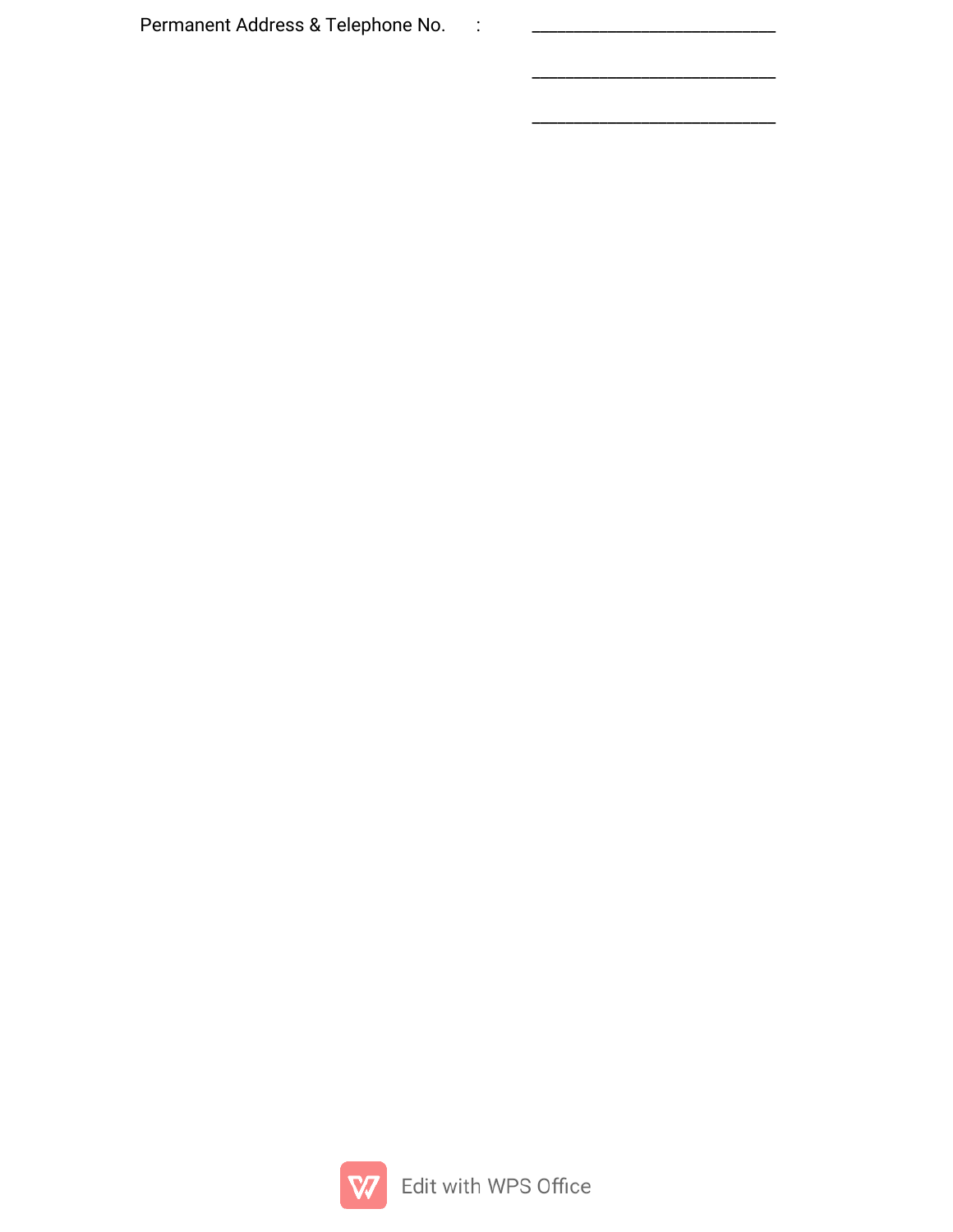Permanent Address & Telephone No. : _______________________

_______________________

_______________________